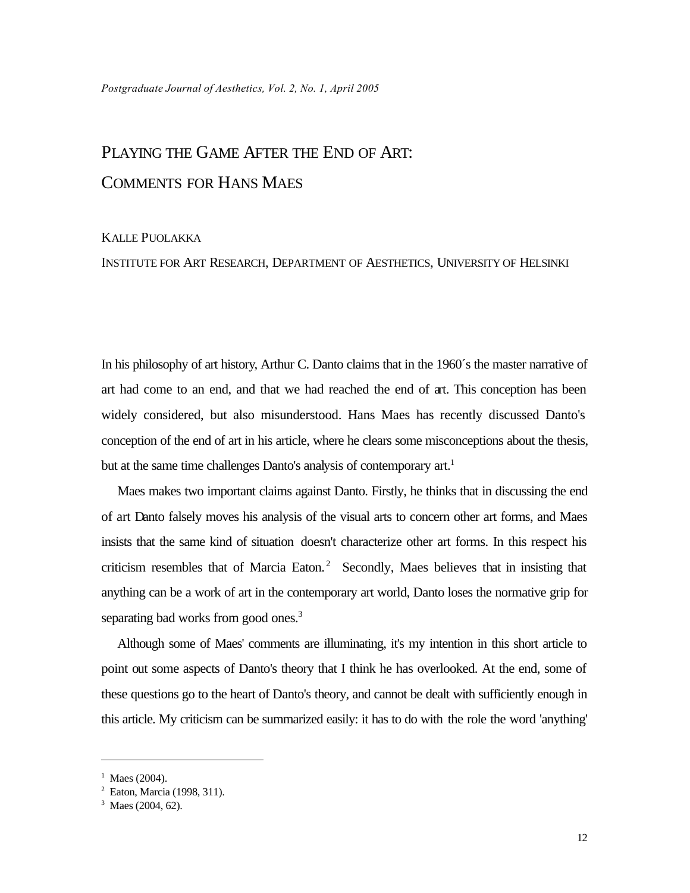*Postgraduate Journal of Aesthetics, Vol. 2, No. 1, April 2005*

# PLAYING THE GAME AFTER THE END OF ART: COMMENTS FOR HANS MAES

KALLE PUOLAKKA

INSTITUTE FOR ART RESEARCH, DEPARTMENT OF AESTHETICS, UNIVERSITY OF HELSINKI

In his philosophy of art history, Arthur C. Danto claims that in the 1960´s the master narrative of art had come to an end, and that we had reached the end of art. This conception has been widely considered, but also misunderstood. Hans Maes has recently discussed Danto's conception of the end of art in his article, where he clears some misconceptions about the thesis, but at the same time challenges Danto's analysis of contemporary art.[1]

Maes makes two important claims against Danto. Firstly, he thinks that in discussing the end of art Danto falsely moves his analysis of the visual arts to concern other art forms, and Maes insists that the same kind of situation doesn't characterize other art forms. In this respect his criticism resembles that of Marcia Eaton.[2] Secondly, Maes believes that in insisting that anything can be a work of art in the contemporary art world, Danto loses the normative grip for separating bad works from good ones.[3]

Although some of Maes' comments are illuminating, it's my intention in this short article to point out some aspects of Danto's theory that I think he has overlooked. At the end, some of these questions go to the heart of Danto's theory, and cannot be dealt with sufficiently enough in this article. My criticism can be summarized easily: it has to do with the role the word 'anything'

---

[1] Maes (2004).

[2] Eaton, Marcia (1998, 311).

[3] Maes (2004, 62).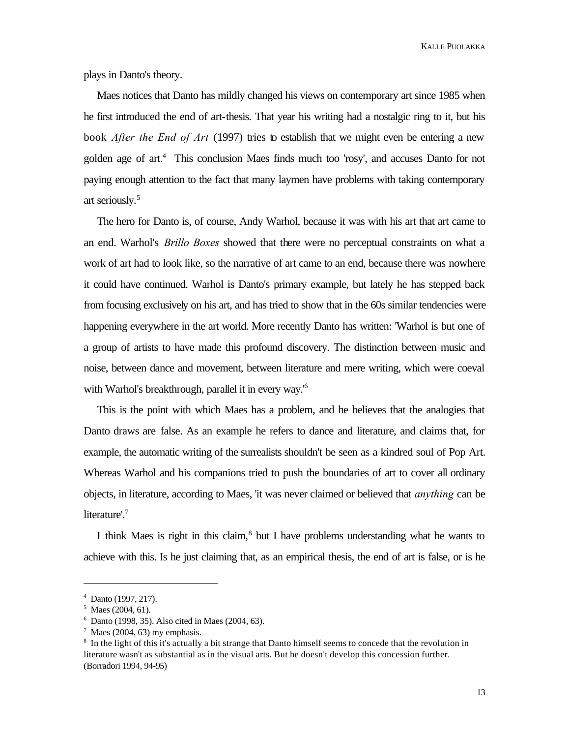plays in Danto's theory.

Maes notices that Danto has mildly changed his views on contemporary art since 1985 when he first introduced the end of art-thesis. That year his writing had a nostalgic ring to it, but his book *After the End of Art* (1997) tries to establish that we might even be entering a new golden age of art.[4] This conclusion Maes finds much too 'rosy', and accuses Danto for not paying enough attention to the fact that many laymen have problems with taking contemporary art seriously.[5]

The hero for Danto is, of course, Andy Warhol, because it was with his art that art came to an end. Warhol's *Brillo Boxes* showed that there were no perceptual constraints on what a work of art had to look like, so the narrative of art came to an end, because there was nowhere it could have continued. Warhol is Danto's primary example, but lately he has stepped back from focusing exclusively on his art, and has tried to show that in the 60s similar tendencies were happening everywhere in the art world. More recently Danto has written: 'Warhol is but one of a group of artists to have made this profound discovery. The distinction between music and noise, between dance and movement, between literature and mere writing, which were coeval with Warhol's breakthrough, parallel it in every way.'[6]

This is the point with which Maes has a problem, and he believes that the analogies that Danto draws are false. As an example he refers to dance and literature, and claims that, for example, the automatic writing of the surrealists shouldn't be seen as a kindred soul of Pop Art. Whereas Warhol and his companions tried to push the boundaries of art to cover all ordinary objects, in literature, according to Maes, 'it was never claimed or believed that *anything* can be literature'.[7]

I think Maes is right in this claim,[8] but I have problems understanding what he wants to achieve with this. Is he just claiming that, as an empirical thesis, the end of art is false, or is he

---

[4] Danto (1997, 217).

[5] Maes (2004, 61).

[6] Danto (1998, 35). Also cited in Maes (2004, 63).

[7] Maes (2004, 63) my emphasis.

[8] In the light of this it's actually a bit strange that Danto himself seems to concede that the revolution in literature wasn't as substantial as in the visual arts. But he doesn't develop this concession further. (Borradori 1994, 94-95)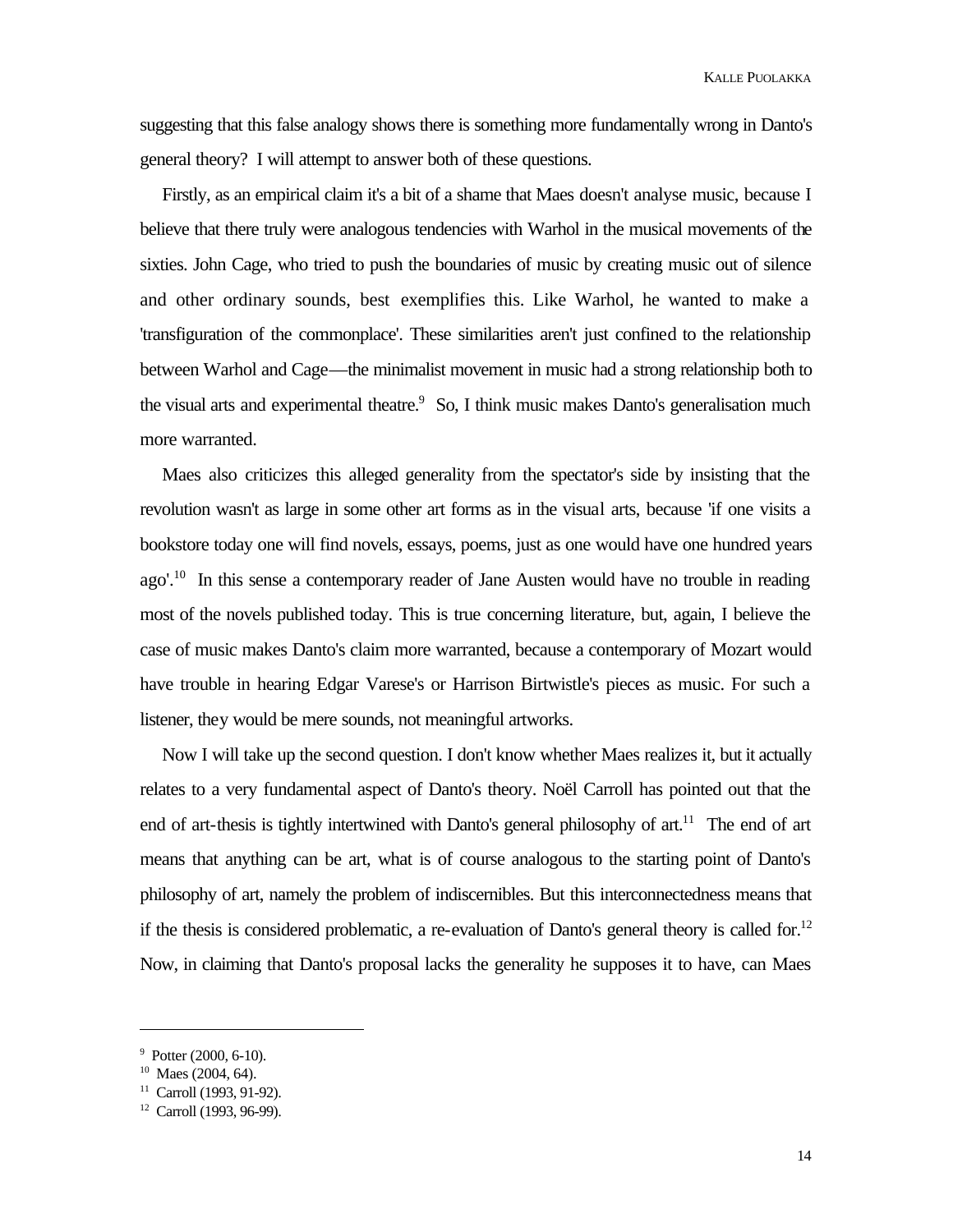suggesting that this false analogy shows there is something more fundamentally wrong in Danto's general theory? I will attempt to answer both of these questions.

Firstly, as an empirical claim it's a bit of a shame that Maes doesn't analyse music, because I believe that there truly were analogous tendencies with Warhol in the musical movements of the sixties. John Cage, who tried to push the boundaries of music by creating music out of silence and other ordinary sounds, best exemplifies this. Like Warhol, he wanted to make a 'transfiguration of the commonplace'. These similarities aren't just confined to the relationship between Warhol and Cage—the minimalist movement in music had a strong relationship both to the visual arts and experimental theatre.[9] So, I think music makes Danto's generalisation much more warranted.

Maes also criticizes this alleged generality from the spectator's side by insisting that the revolution wasn't as large in some other art forms as in the visual arts, because 'if one visits a bookstore today one will find novels, essays, poems, just as one would have one hundred years ago'.[10] In this sense a contemporary reader of Jane Austen would have no trouble in reading most of the novels published today. This is true concerning literature, but, again, I believe the case of music makes Danto's claim more warranted, because a contemporary of Mozart would have trouble in hearing Edgar Varese's or Harrison Birtwistle's pieces as music. For such a listener, they would be mere sounds, not meaningful artworks.

Now I will take up the second question. I don't know whether Maes realizes it, but it actually relates to a very fundamental aspect of Danto's theory. Noël Carroll has pointed out that the end of art-thesis is tightly intertwined with Danto's general philosophy of art.[11] The end of art means that anything can be art, what is of course analogous to the starting point of Danto's philosophy of art, namely the problem of indiscernibles. But this interconnectedness means that if the thesis is considered problematic, a re-evaluation of Danto's general theory is called for.[12] Now, in claiming that Danto's proposal lacks the generality he supposes it to have, can Maes

---

[9] Potter (2000, 6-10).

[10] Maes (2004, 64).

[11] Carroll (1993, 91-92).

[12] Carroll (1993, 96-99).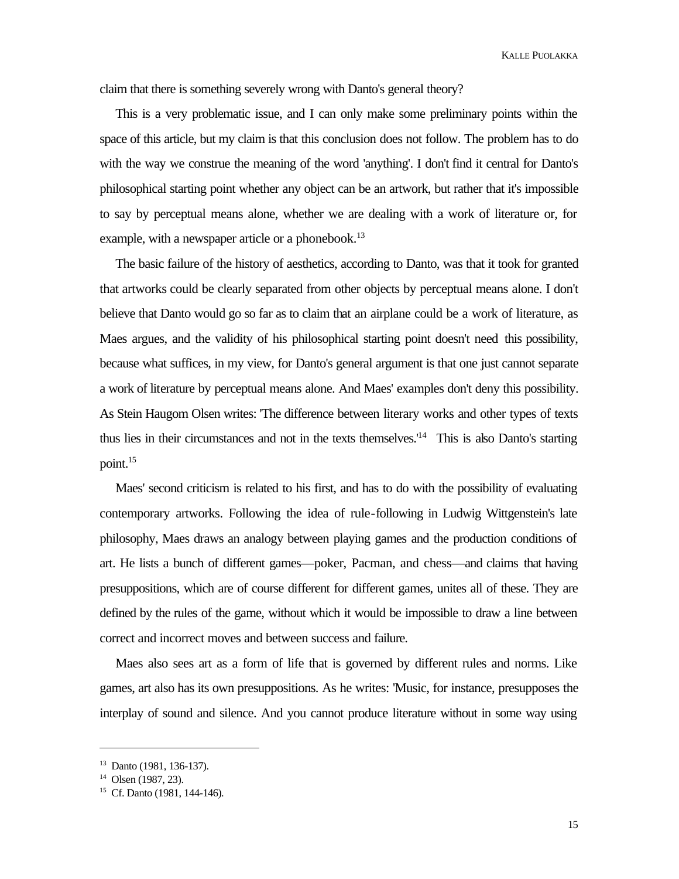claim that there is something severely wrong with Danto's general theory?

This is a very problematic issue, and I can only make some preliminary points within the space of this article, but my claim is that this conclusion does not follow. The problem has to do with the way we construe the meaning of the word 'anything'. I don't find it central for Danto's philosophical starting point whether any object can be an artwork, but rather that it's impossible to say by perceptual means alone, whether we are dealing with a work of literature or, for example, with a newspaper article or a phonebook.[13]

The basic failure of the history of aesthetics, according to Danto, was that it took for granted that artworks could be clearly separated from other objects by perceptual means alone. I don't believe that Danto would go so far as to claim that an airplane could be a work of literature, as Maes argues, and the validity of his philosophical starting point doesn't need this possibility, because what suffices, in my view, for Danto's general argument is that one just cannot separate a work of literature by perceptual means alone. And Maes' examples don't deny this possibility. As Stein Haugom Olsen writes: 'The difference between literary works and other types of texts thus lies in their circumstances and not in the texts themselves.'[14] This is also Danto's starting point.[15]

Maes' second criticism is related to his first, and has to do with the possibility of evaluating contemporary artworks. Following the idea of rule-following in Ludwig Wittgenstein's late philosophy, Maes draws an analogy between playing games and the production conditions of art. He lists a bunch of different games—poker, Pacman, and chess—and claims that having presuppositions, which are of course different for different games, unites all of these. They are defined by the rules of the game, without which it would be impossible to draw a line between correct and incorrect moves and between success and failure.

Maes also sees art as a form of life that is governed by different rules and norms. Like games, art also has its own presuppositions. As he writes: 'Music, for instance, presupposes the interplay of sound and silence. And you cannot produce literature without in some way using

---

[13] Danto (1981, 136-137).

[14] Olsen (1987, 23).

[15] Cf. Danto (1981, 144-146).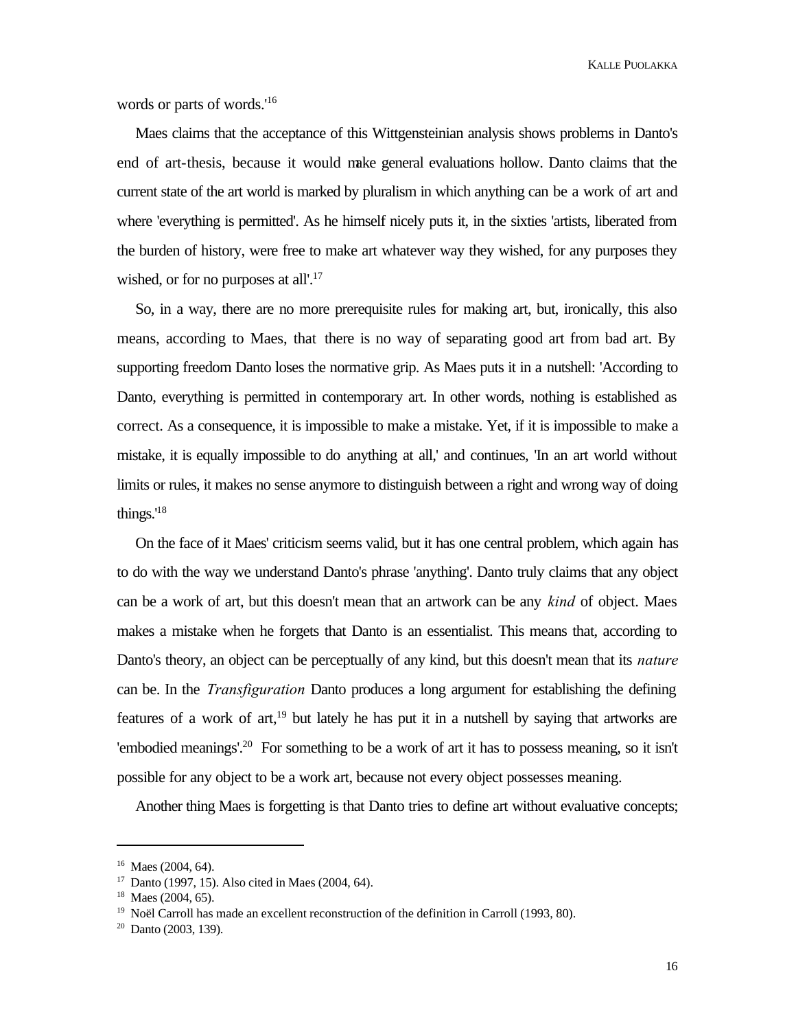words or parts of words.'[16]

Maes claims that the acceptance of this Wittgensteinian analysis shows problems in Danto's end of art-thesis, because it would make general evaluations hollow. Danto claims that the current state of the art world is marked by pluralism in which anything can be a work of art and where 'everything is permitted'. As he himself nicely puts it, in the sixties 'artists, liberated from the burden of history, were free to make art whatever way they wished, for any purposes they wished, or for no purposes at all'.[17]

So, in a way, there are no more prerequisite rules for making art, but, ironically, this also means, according to Maes, that there is no way of separating good art from bad art. By supporting freedom Danto loses the normative grip. As Maes puts it in a nutshell: 'According to Danto, everything is permitted in contemporary art. In other words, nothing is established as correct. As a consequence, it is impossible to make a mistake. Yet, if it is impossible to make a mistake, it is equally impossible to do anything at all,' and continues, 'In an art world without limits or rules, it makes no sense anymore to distinguish between a right and wrong way of doing things.'[18]

On the face of it Maes' criticism seems valid, but it has one central problem, which again has to do with the way we understand Danto's phrase 'anything'. Danto truly claims that any object can be a work of art, but this doesn't mean that an artwork can be any *kind* of object. Maes makes a mistake when he forgets that Danto is an essentialist. This means that, according to Danto's theory, an object can be perceptually of any kind, but this doesn't mean that its *nature* can be. In the *Transfiguration* Danto produces a long argument for establishing the defining features of a work of art,[19] but lately he has put it in a nutshell by saying that artworks are 'embodied meanings'.[20] For something to be a work of art it has to possess meaning, so it isn't possible for any object to be a work art, because not every object possesses meaning.

Another thing Maes is forgetting is that Danto tries to define art without evaluative concepts;

---

[16] Maes (2004, 64).

[17] Danto (1997, 15). Also cited in Maes (2004, 64).

[18] Maes (2004, 65).

[19] Noël Carroll has made an excellent reconstruction of the definition in Carroll (1993, 80).

[20] Danto (2003, 139).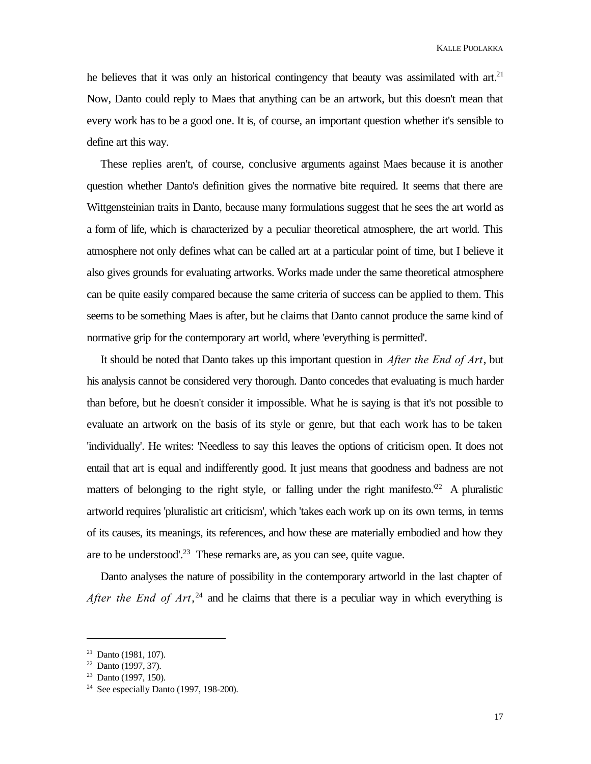he believes that it was only an historical contingency that beauty was assimilated with art.[21] Now, Danto could reply to Maes that anything can be an artwork, but this doesn't mean that every work has to be a good one. It is, of course, an important question whether it's sensible to define art this way.

These replies aren't, of course, conclusive arguments against Maes because it is another question whether Danto's definition gives the normative bite required. It seems that there are Wittgensteinian traits in Danto, because many formulations suggest that he sees the art world as a form of life, which is characterized by a peculiar theoretical atmosphere, the art world. This atmosphere not only defines what can be called art at a particular point of time, but I believe it also gives grounds for evaluating artworks. Works made under the same theoretical atmosphere can be quite easily compared because the same criteria of success can be applied to them. This seems to be something Maes is after, but he claims that Danto cannot produce the same kind of normative grip for the contemporary art world, where 'everything is permitted'.

It should be noted that Danto takes up this important question in *After the End of Art*, but his analysis cannot be considered very thorough. Danto concedes that evaluating is much harder than before, but he doesn't consider it impossible. What he is saying is that it's not possible to evaluate an artwork on the basis of its style or genre, but that each work has to be taken 'individually'. He writes: 'Needless to say this leaves the options of criticism open. It does not entail that art is equal and indifferently good. It just means that goodness and badness are not matters of belonging to the right style, or falling under the right manifesto.'[22] A pluralistic artworld requires 'pluralistic art criticism', which 'takes each work up on its own terms, in terms of its causes, its meanings, its references, and how these are materially embodied and how they are to be understood'.[23] These remarks are, as you can see, quite vague.

Danto analyses the nature of possibility in the contemporary artworld in the last chapter of *After the End of Art*,[24] and he claims that there is a peculiar way in which everything is

---

[21] Danto (1981, 107).

[22] Danto (1997, 37).

[23] Danto (1997, 150).

[24] See especially Danto (1997, 198-200).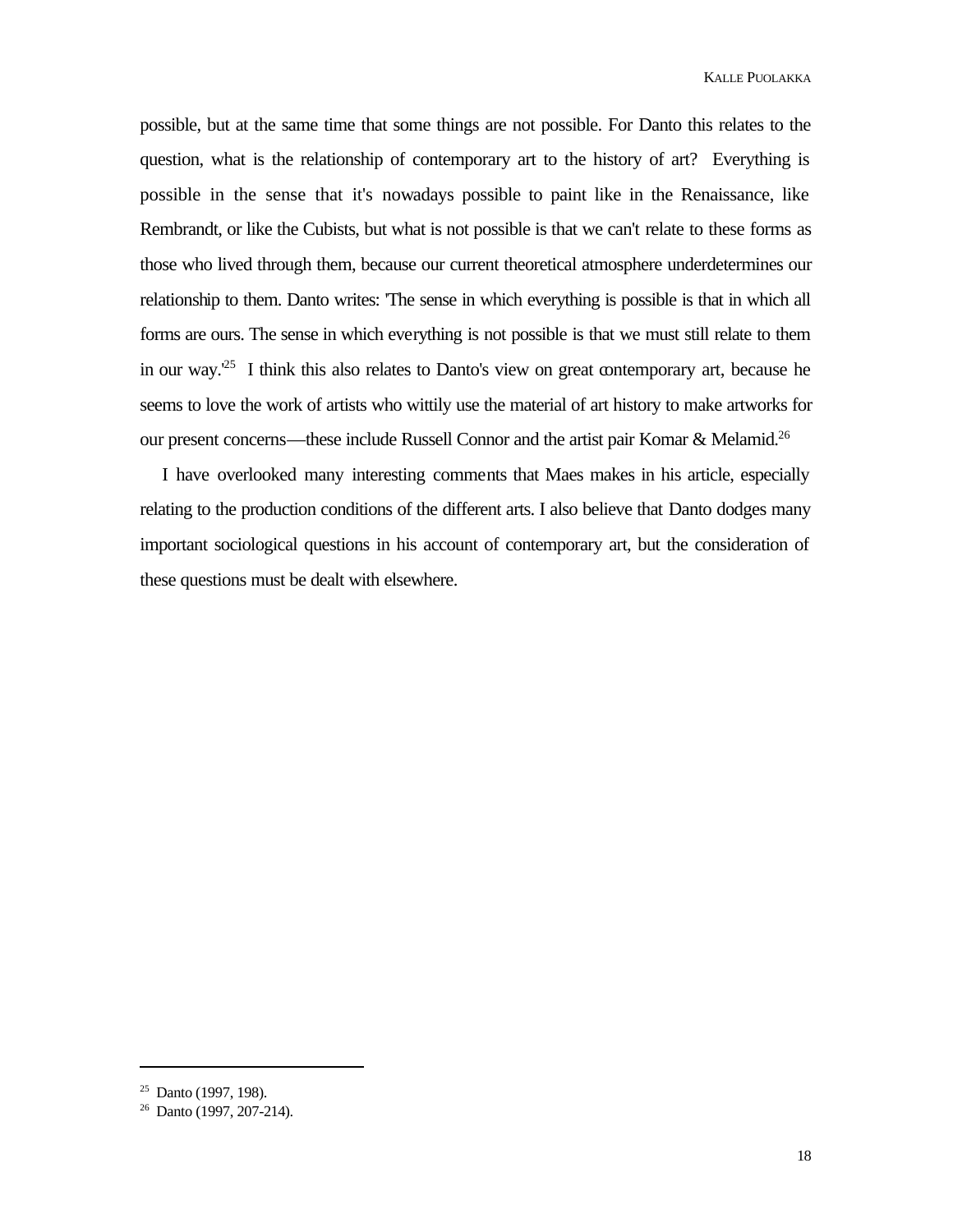possible, but at the same time that some things are not possible. For Danto this relates to the question, what is the relationship of contemporary art to the history of art? Everything is possible in the sense that it's nowadays possible to paint like in the Renaissance, like Rembrandt, or like the Cubists, but what is not possible is that we can't relate to these forms as those who lived through them, because our current theoretical atmosphere underdetermines our relationship to them. Danto writes: 'The sense in which everything is possible is that in which all forms are ours. The sense in which everything is not possible is that we must still relate to them in our way.'[25] I think this also relates to Danto's view on great contemporary art, because he seems to love the work of artists who wittily use the material of art history to make artworks for our present concerns—these include Russell Connor and the artist pair Komar & Melamid.[26]

I have overlooked many interesting comments that Maes makes in his article, especially relating to the production conditions of the different arts. I also believe that Danto dodges many important sociological questions in his account of contemporary art, but the consideration of these questions must be dealt with elsewhere.

---

[25] Danto (1997, 198).

[26] Danto (1997, 207-214).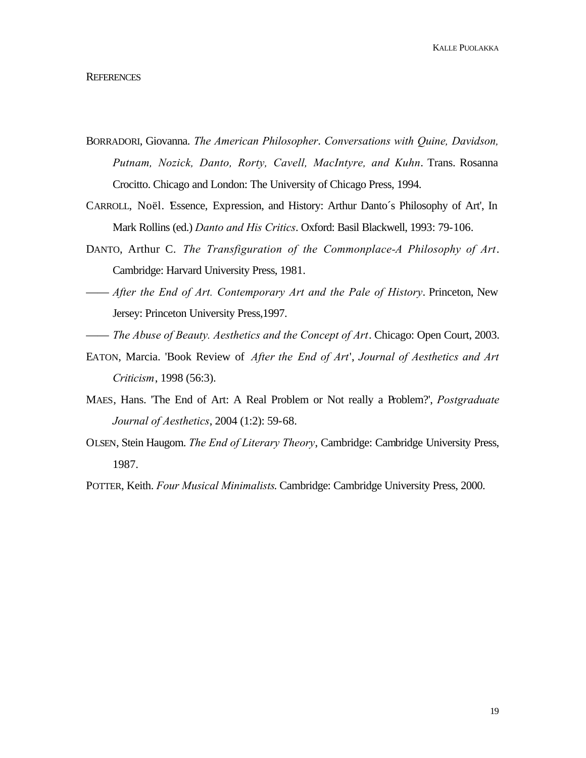## REFERENCES

BORRADORI, Giovanna. *The American Philosopher. Conversations with Quine, Davidson, Putnam, Nozick, Danto, Rorty, Cavell, MacIntyre, and Kuhn*. Trans. Rosanna Crocitto. Chicago and London: The University of Chicago Press, 1994.

CARROLL, Noël. 'Essence, Expression, and History: Arthur Danto´s Philosophy of Art', In Mark Rollins (ed.) *Danto and His Critics*. Oxford: Basil Blackwell, 1993: 79-106.

DANTO, Arthur C. *The Transfiguration of the Commonplace-A Philosophy of Art*. Cambridge: Harvard University Press, 1981.

—— *After the End of Art. Contemporary Art and the Pale of History*. Princeton, New Jersey: Princeton University Press,1997.

—— *The Abuse of Beauty. Aesthetics and the Concept of Art*. Chicago: Open Court, 2003.

EATON, Marcia. 'Book Review of *After the End of Art*', *Journal of Aesthetics and Art Criticism*, 1998 (56:3).

MAES, Hans. 'The End of Art: A Real Problem or Not really a Problem?', *Postgraduate Journal of Aesthetics*, 2004 (1:2): 59-68.

OLSEN, Stein Haugom. *The End of Literary Theory*, Cambridge: Cambridge University Press, 1987.

POTTER, Keith. *Four Musical Minimalists*. Cambridge: Cambridge University Press, 2000.